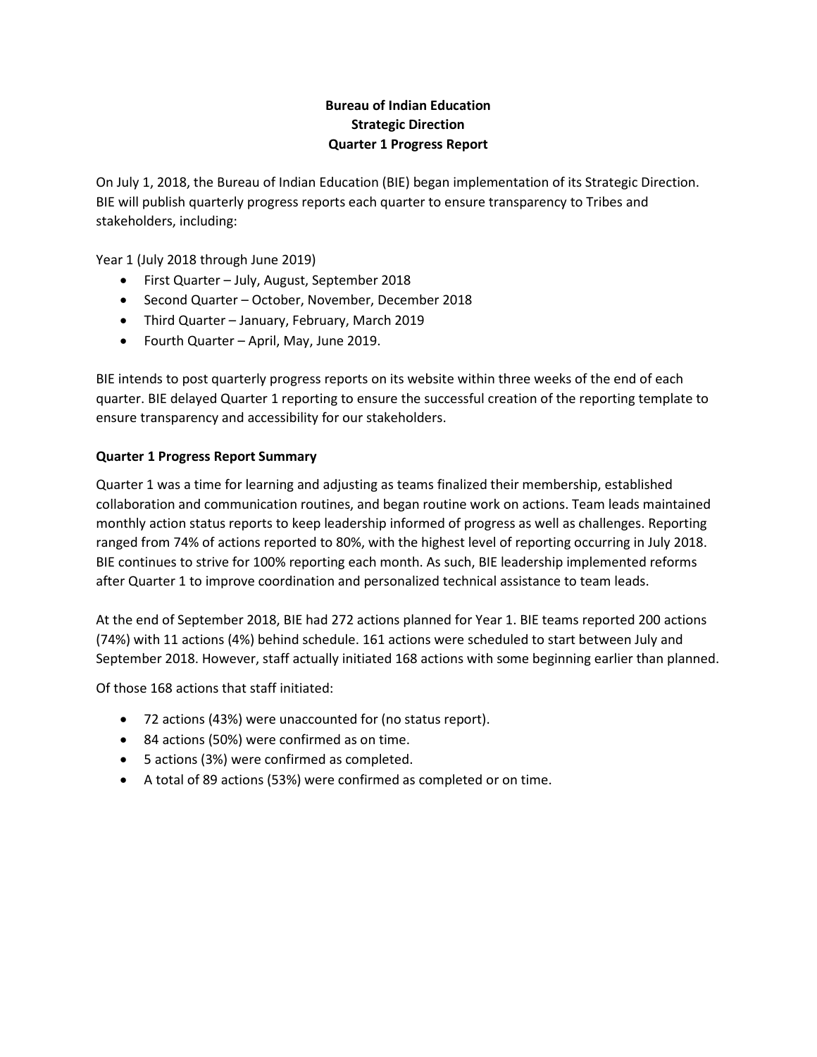**Bureau of Indian Education**
**Strategic Direction**
**Quarter 1 Progress Report**

On July 1, 2018, the Bureau of Indian Education (BIE) began implementation of its Strategic Direction. BIE will publish quarterly progress reports each quarter to ensure transparency to Tribes and stakeholders, including:

Year 1 (July 2018 through June 2019)

- First Quarter – July, August, September 2018
- Second Quarter – October, November, December 2018
- Third Quarter – January, February, March 2019
- Fourth Quarter – April, May, June 2019.

BIE intends to post quarterly progress reports on its website within three weeks of the end of each quarter. BIE delayed Quarter 1 reporting to ensure the successful creation of the reporting template to ensure transparency and accessibility for our stakeholders.

**Quarter 1 Progress Report Summary**

Quarter 1 was a time for learning and adjusting as teams finalized their membership, established collaboration and communication routines, and began routine work on actions. Team leads maintained monthly action status reports to keep leadership informed of progress as well as challenges. Reporting ranged from 74% of actions reported to 80%, with the highest level of reporting occurring in July 2018. BIE continues to strive for 100% reporting each month. As such, BIE leadership implemented reforms after Quarter 1 to improve coordination and personalized technical assistance to team leads.

At the end of September 2018, BIE had 272 actions planned for Year 1. BIE teams reported 200 actions (74%) with 11 actions (4%) behind schedule. 161 actions were scheduled to start between July and September 2018. However, staff actually initiated 168 actions with some beginning earlier than planned.

Of those 168 actions that staff initiated:

- 72 actions (43%) were unaccounted for (no status report).
- 84 actions (50%) were confirmed as on time.
- 5 actions (3%) were confirmed as completed.
- A total of 89 actions (53%) were confirmed as completed or on time.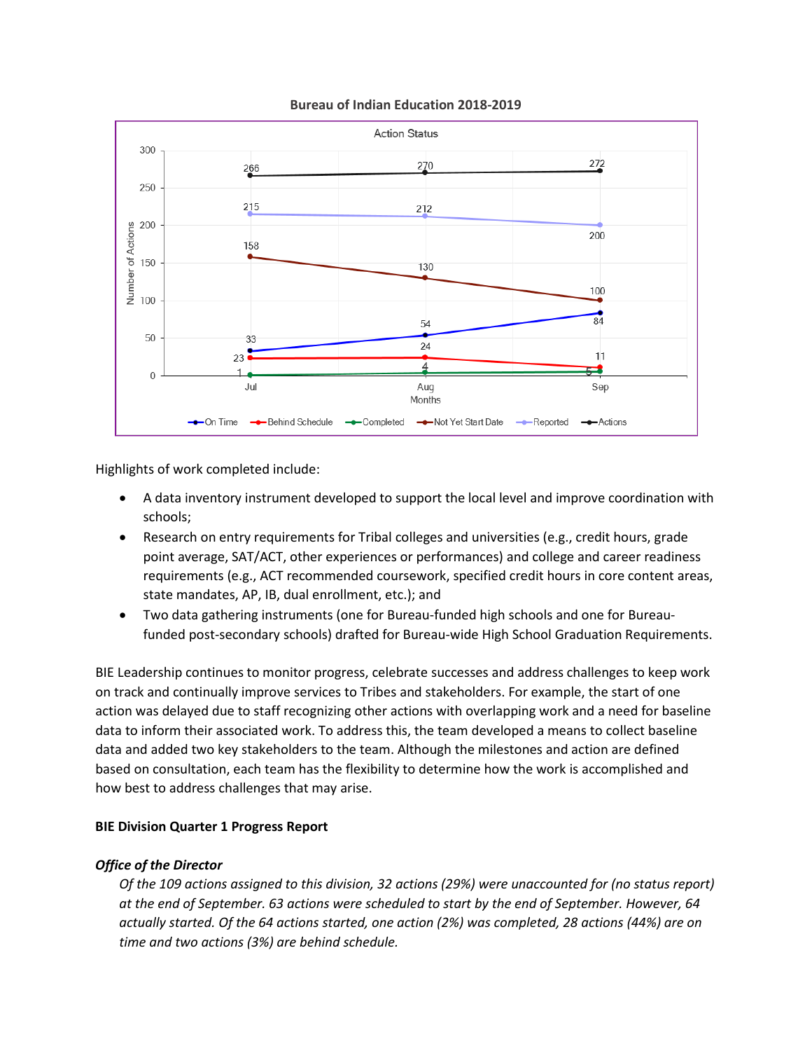**Bureau of Indian Education 2018-2019**

Highlights of work completed include:

- A data inventory instrument developed to support the local level and improve coordination with schools;
- Research on entry requirements for Tribal colleges and universities (e.g., credit hours, grade point average, SAT/ACT, other experiences or performances) and college and career readiness requirements (e.g., ACT recommended coursework, specified credit hours in core content areas, state mandates, AP, IB, dual enrollment, etc.); and
- Two data gathering instruments (one for Bureau-funded high schools and one for Bureau-funded post-secondary schools) drafted for Bureau-wide High School Graduation Requirements.

BIE Leadership continues to monitor progress, celebrate successes and address challenges to keep work on track and continually improve services to Tribes and stakeholders. For example, the start of one action was delayed due to staff recognizing other actions with overlapping work and a need for baseline data to inform their associated work. To address this, the team developed a means to collect baseline data and added two key stakeholders to the team. Although the milestones and action are defined based on consultation, each team has the flexibility to determine how the work is accomplished and how best to address challenges that may arise.

**BIE Division Quarter 1 Progress Report**

***Office of the Director***

*Of the 109 actions assigned to this division, 32 actions (29%) were unaccounted for (no status report) at the end of September. 63 actions were scheduled to start by the end of September. However, 64 actually started. Of the 64 actions started, one action (2%) was completed, 28 actions (44%) are on time and two actions (3%) are behind schedule.*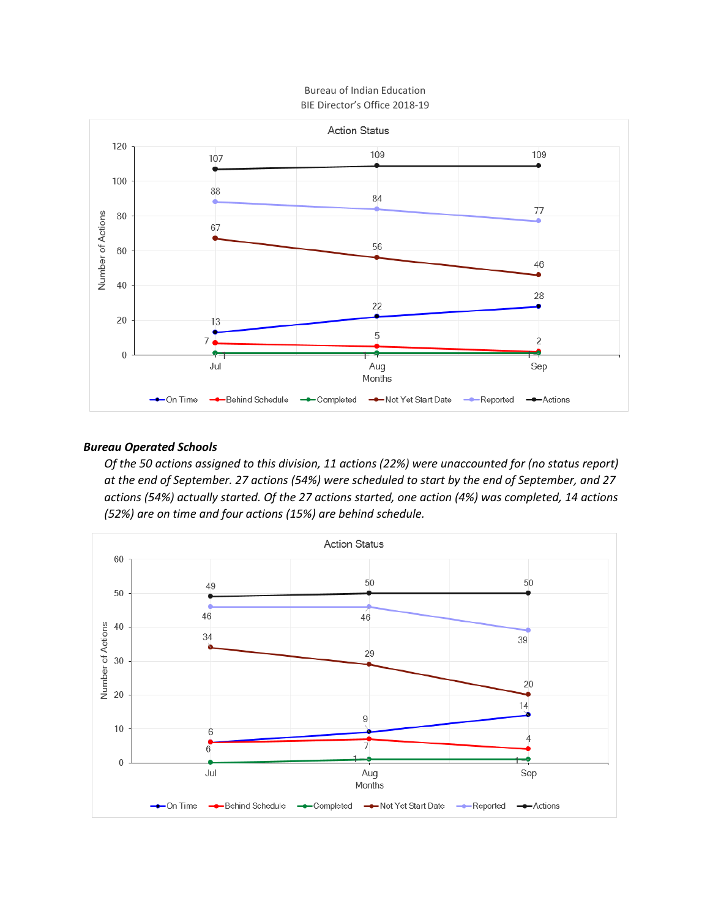Bureau of Indian Education
BIE Director's Office 2018-19

**Action Status**

| Months | On Time | Behind Schedule | Completed | Not Yet Start Date | Reported | Actions |
|---|---|---|---|---|---|---|
| Jul | 13 | 7 | 1 | 67 | 88 | 107 |
| Aug | 22 | 5 | 1 | 56 | 84 | 109 |
| Sep | 28 | 2 | 1 | 46 | 77 | 109 |

### *Bureau Operated Schools*

*Of the 50 actions assigned to this division, 11 actions (22%) were unaccounted for (no status report) at the end of September. 27 actions (54%) were scheduled to start by the end of September, and 27 actions (54%) actually started. Of the 27 actions started, one action (4%) was completed, 14 actions (52%) are on time and four actions (15%) are behind schedule.*

**Action Status**

| Months | On Time | Behind Schedule | Completed | Not Yet Start Date | Reported | Actions |
|---|---|---|---|---|---|---|
| Jul | 6 | 6 | 0 | 34 | 46 | 49 |
| Aug | 9 | 7 | 1 | 29 | 46 | 50 |
| Sep | 14 | 4 | 1 | 20 | 39 | 50 |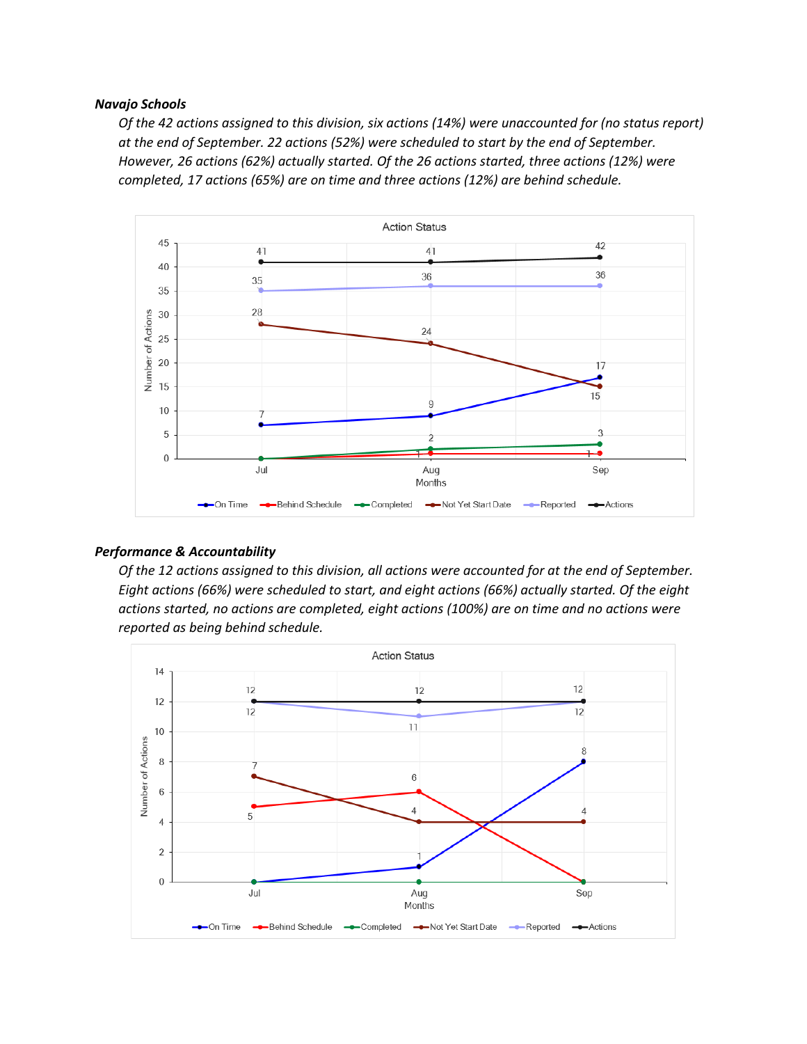***Navajo Schools***

*Of the 42 actions assigned to this division, six actions (14%) were unaccounted for (no status report) at the end of September. 22 actions (52%) were scheduled to start by the end of September. However, 26 actions (62%) actually started. Of the 26 actions started, three actions (12%) were completed, 17 actions (65%) are on time and three actions (12%) are behind schedule.*

***Performance & Accountability***

*Of the 12 actions assigned to this division, all actions were accounted for at the end of September. Eight actions (66%) were scheduled to start, and eight actions (66%) actually started. Of the eight actions started, no actions are completed, eight actions (100%) are on time and no actions were reported as being behind schedule.*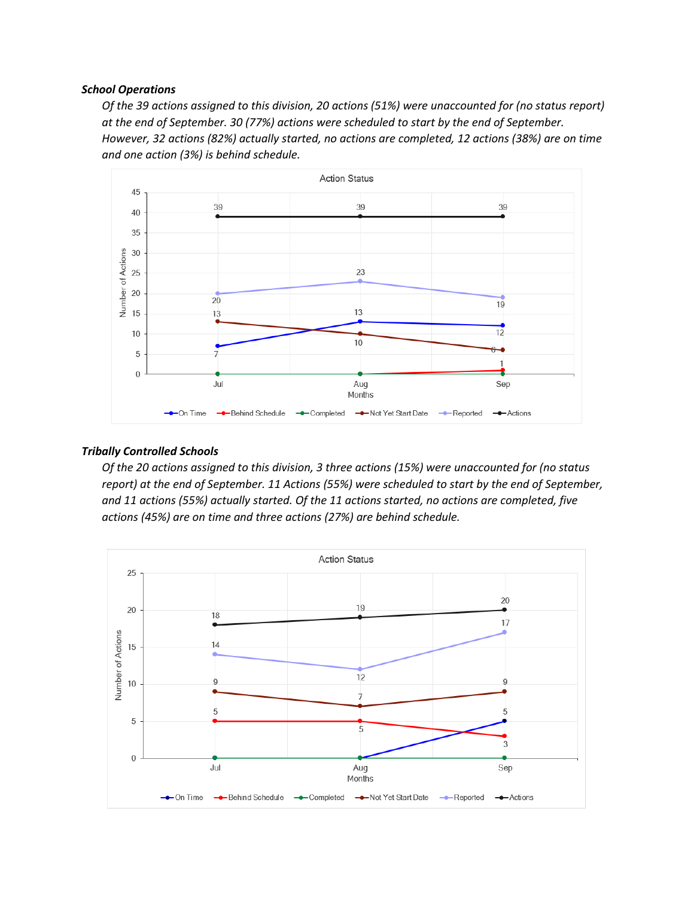***School Operations***

*Of the 39 actions assigned to this division, 20 actions (51%) were unaccounted for (no status report) at the end of September. 30 (77%) actions were scheduled to start by the end of September. However, 32 actions (82%) actually started, no actions are completed, 12 actions (38%) are on time and one action (3%) is behind schedule.*

Action Status

Number of Actions

45
40
35
30
25
20
15
10
5
0

39 39 39
20 23 19
13 13 12
7 10 6
1

Jul Aug Sep
Months

On Time, Behind Schedule, Completed, Not Yet Start Date, Reported, Actions

***Tribally Controlled Schools***

*Of the 20 actions assigned to this division, 3 three actions (15%) were unaccounted for (no status report) at the end of September. 11 Actions (55%) were scheduled to start by the end of September, and 11 actions (55%) actually started. Of the 11 actions started, no actions are completed, five actions (45%) are on time and three actions (27%) are behind schedule.*

Action Status

Number of Actions

25
20
15
10
5
0

18 19 20
14 12 17
9 7 9
5 5 5
3

Jul Aug Sep
Months

On Time, Behind Schedule, Completed, Not Yet Start Date, Reported, Actions